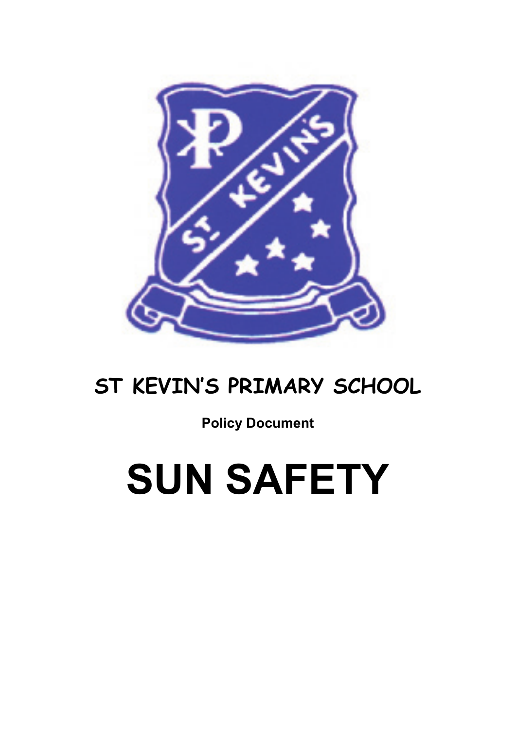# ST KEVIN'S PRIMARY SCHOOL

**Policy Document**

# SUN SAFETY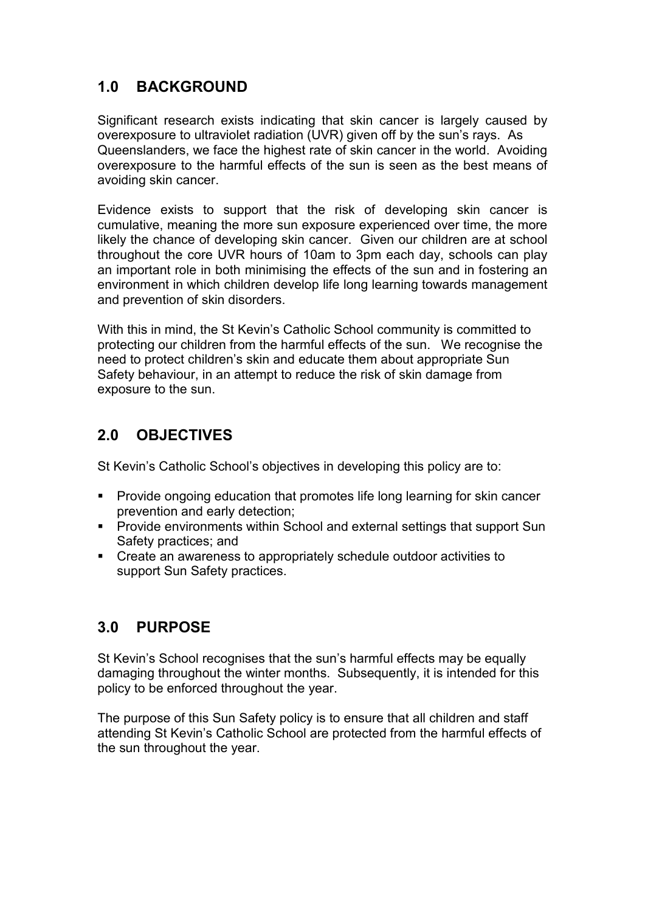## 1.0 BACKGROUND

Significant research exists indicating that skin cancer is largely caused by overexposure to ultraviolet radiation (UVR) given off by the sun's rays. As Queenslanders, we face the highest rate of skin cancer in the world. Avoiding overexposure to the harmful effects of the sun is seen as the best means of avoiding skin cancer.

Evidence exists to support that the risk of developing skin cancer is cumulative, meaning the more sun exposure experienced over time, the more likely the chance of developing skin cancer. Given our children are at school throughout the core UVR hours of 10am to 3pm each day, schools can play an important role in both minimising the effects of the sun and in fostering an environment in which children develop life long learning towards management and prevention of skin disorders.

With this in mind, the St Kevin's Catholic School community is committed to protecting our children from the harmful effects of the sun. We recognise the need to protect children's skin and educate them about appropriate Sun Safety behaviour, in an attempt to reduce the risk of skin damage from exposure to the sun.

## 2.0 OBJECTIVES

St Kevin's Catholic School's objectives in developing this policy are to:

- Provide ongoing education that promotes life long learning for skin cancer prevention and early detection;
- Provide environments within School and external settings that support Sun Safety practices; and
- Create an awareness to appropriately schedule outdoor activities to support Sun Safety practices.

## 3.0 PURPOSE

St Kevin's School recognises that the sun's harmful effects may be equally damaging throughout the winter months. Subsequently, it is intended for this policy to be enforced throughout the year.

The purpose of this Sun Safety policy is to ensure that all children and staff attending St Kevin's Catholic School are protected from the harmful effects of the sun throughout the year.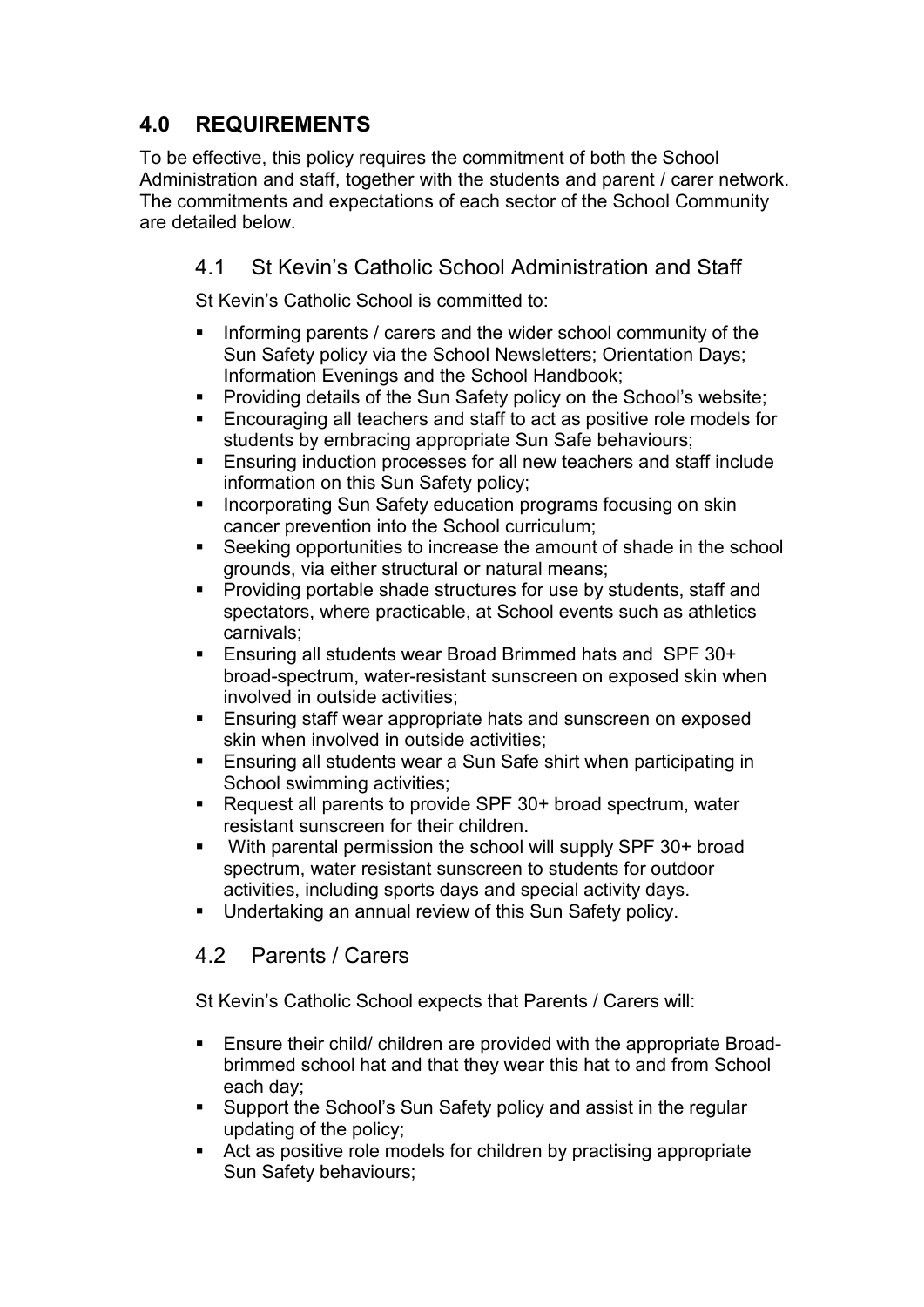## 4.0 REQUIREMENTS

To be effective, this policy requires the commitment of both the School Administration and staff, together with the students and parent / carer network. The commitments and expectations of each sector of the School Community are detailed below.

### 4.1 St Kevin's Catholic School Administration and Staff

St Kevin's Catholic School is committed to:

- Informing parents / carers and the wider school community of the Sun Safety policy via the School Newsletters; Orientation Days; Information Evenings and the School Handbook;
- Providing details of the Sun Safety policy on the School's website;
- Encouraging all teachers and staff to act as positive role models for students by embracing appropriate Sun Safe behaviours;
- Ensuring induction processes for all new teachers and staff include information on this Sun Safety policy;
- Incorporating Sun Safety education programs focusing on skin cancer prevention into the School curriculum;
- Seeking opportunities to increase the amount of shade in the school grounds, via either structural or natural means;
- Providing portable shade structures for use by students, staff and spectators, where practicable, at School events such as athletics carnivals;
- Ensuring all students wear Broad Brimmed hats and SPF 30+ broad-spectrum, water-resistant sunscreen on exposed skin when involved in outside activities;
- Ensuring staff wear appropriate hats and sunscreen on exposed skin when involved in outside activities;
- Ensuring all students wear a Sun Safe shirt when participating in School swimming activities;
- Request all parents to provide SPF 30+ broad spectrum, water resistant sunscreen for their children.
- With parental permission the school will supply SPF 30+ broad spectrum, water resistant sunscreen to students for outdoor activities, including sports days and special activity days.
- Undertaking an annual review of this Sun Safety policy.

### 4.2 Parents / Carers

St Kevin's Catholic School expects that Parents / Carers will:

- Ensure their child/ children are provided with the appropriate Broad-brimmed school hat and that they wear this hat to and from School each day;
- Support the School's Sun Safety policy and assist in the regular updating of the policy;
- Act as positive role models for children by practising appropriate Sun Safety behaviours;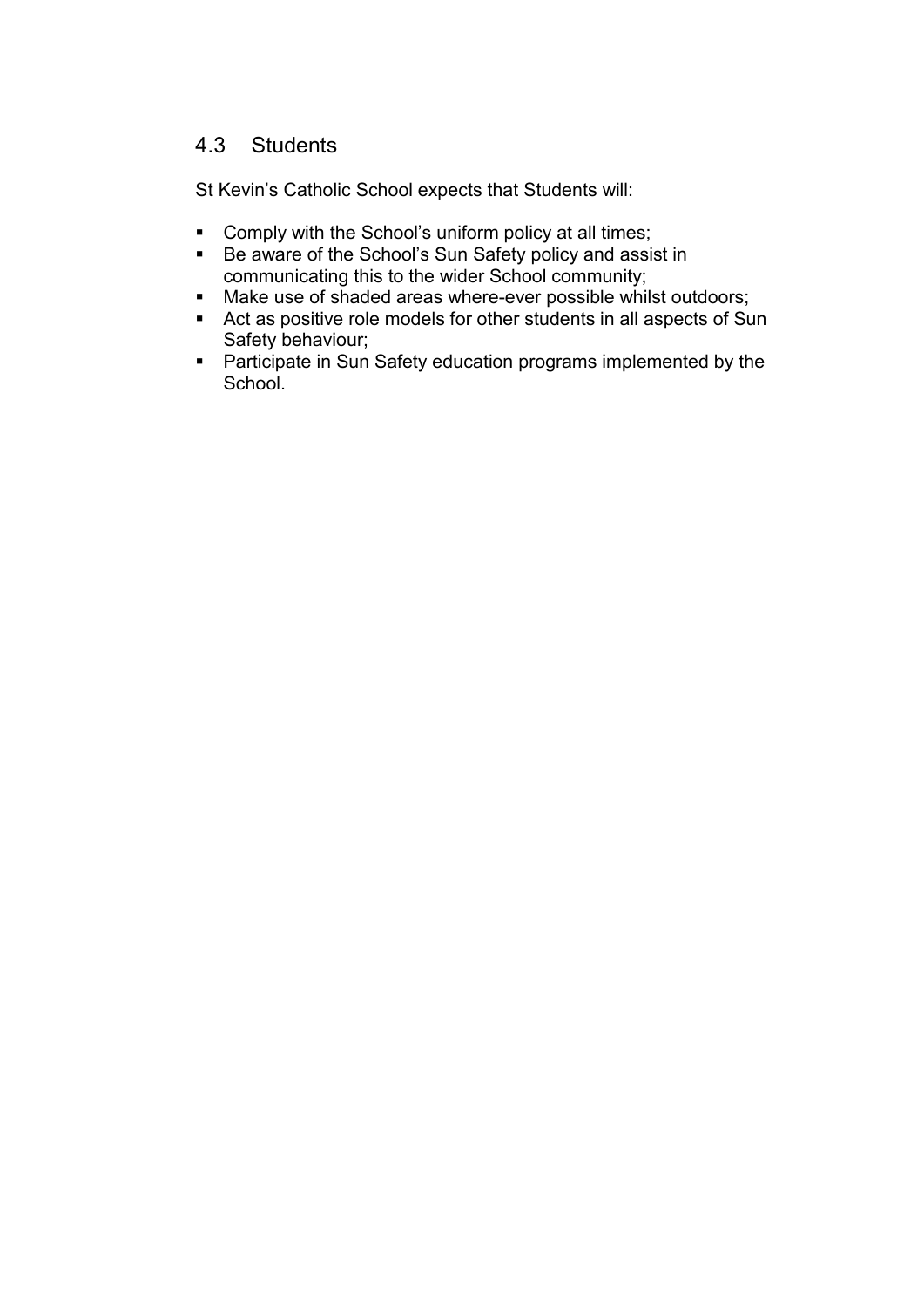## 4.3 Students

St Kevin's Catholic School expects that Students will:

- Comply with the School's uniform policy at all times;
- Be aware of the School's Sun Safety policy and assist in communicating this to the wider School community;
- Make use of shaded areas where-ever possible whilst outdoors;
- Act as positive role models for other students in all aspects of Sun Safety behaviour;
- Participate in Sun Safety education programs implemented by the School.